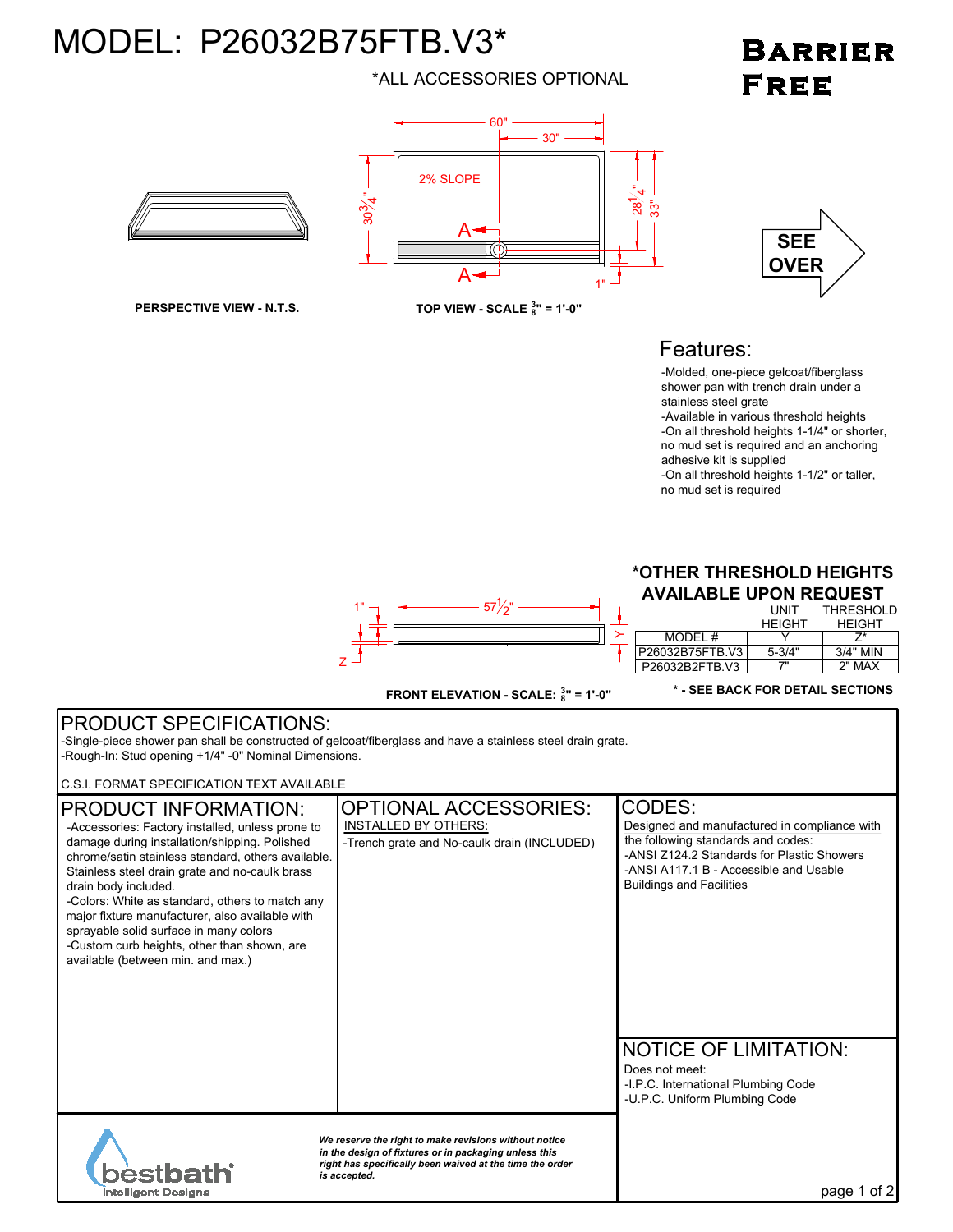# MODEL: P26032B75FTB.V3*

*ALL ACCESSORIES OPTIONAL

**BARRIER FREE**

60" 30" 2% SLOPE $30\frac{3}{4}$" $28\frac{1}{4}$" 33" A A 1"

**PERSPECTIVE VIEW - N.T.S.**

**TOP VIEW - SCALE $\frac{3}{8}$" = 1'-0"**

SEE OVER

## Features:

- -Molded, one-piece gelcoat/fiberglass shower pan with trench drain under a stainless steel grate
- -Available in various threshold heights
- -On all threshold heights 1-1/4" or shorter, no mud set is required and an anchoring adhesive kit is supplied
- -On all threshold heights 1-1/2" or taller, no mud set is required

1" $57\frac{1}{2}$" Y Z

**FRONT ELEVATION - SCALE: $\frac{3}{8}$" = 1'-0"**

**\*OTHER THRESHOLD HEIGHTS AVAILABLE UPON REQUEST**

| | UNIT HEIGHT | THRESHOLD HEIGHT |
|---|---|---|
| MODEL # | Y | Z* |
| P26032B75FTB.V3 | 5-3/4" | 3/4" MIN |
| P26032B2FTB.V3 | 7" | 2" MAX |

**\* - SEE BACK FOR DETAIL SECTIONS**

## PRODUCT SPECIFICATIONS:

-Single-piece shower pan shall be constructed of gelcoat/fiberglass and have a stainless steel drain grate.
-Rough-In: Stud opening +1/4" -0" Nominal Dimensions.

C.S.I. FORMAT SPECIFICATION TEXT AVAILABLE

## PRODUCT INFORMATION:

-Accessories: Factory installed, unless prone to damage during installation/shipping. Polished chrome/satin stainless standard, others available. Stainless steel drain grate and no-caulk brass drain body included.
-Colors: White as standard, others to match any major fixture manufacturer, also available with sprayable solid surface in many colors
-Custom curb heights, other than shown, are available (between min. and max.)

## OPTIONAL ACCESSORIES:

INSTALLED BY OTHERS:
-Trench grate and No-caulk drain (INCLUDED)

## CODES:

Designed and manufactured in compliance with the following standards and codes:
-ANSI Z124.2 Standards for Plastic Showers
-ANSI A117.1 B - Accessible and Usable Buildings and Facilities

## NOTICE OF LIMITATION:

Does not meet:
-I.P.C. International Plumbing Code
-U.P.C. Uniform Plumbing Code

bestbath Intelligent Designs

*We reserve the right to make revisions without notice in the design of fixtures or in packaging unless this right has specifically been waived at the time the order is accepted.*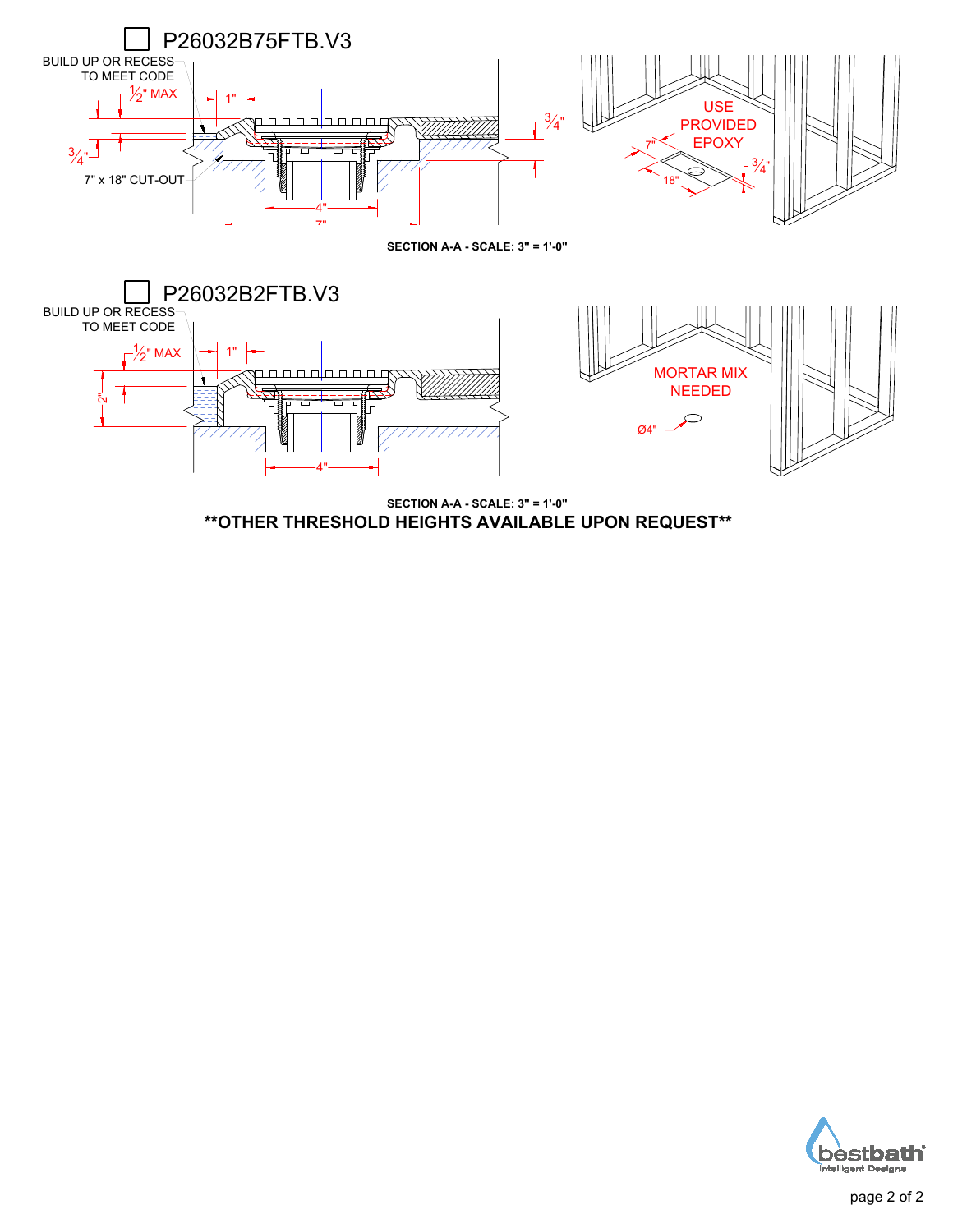☐ P26032B75FTB.V3

BUILD UP OR RECESS TO MEET CODE

½" MAX

1"

¾"

¾"

7" x 18" CUT-OUT

4"

7"

USE PROVIDED EPOXY

7"

18"

¾"

**SECTION A-A - SCALE: 3" = 1'-0"**

☐ P26032B2FTB.V3

BUILD UP OR RECESS TO MEET CODE

½" MAX

1"

2"

4"

MORTAR MIX NEEDED

Ø4"

**SECTION A-A - SCALE: 3" = 1'-0"**

**\*\*OTHER THRESHOLD HEIGHTS AVAILABLE UPON REQUEST\*\***

bestbath
Intelligent Designs